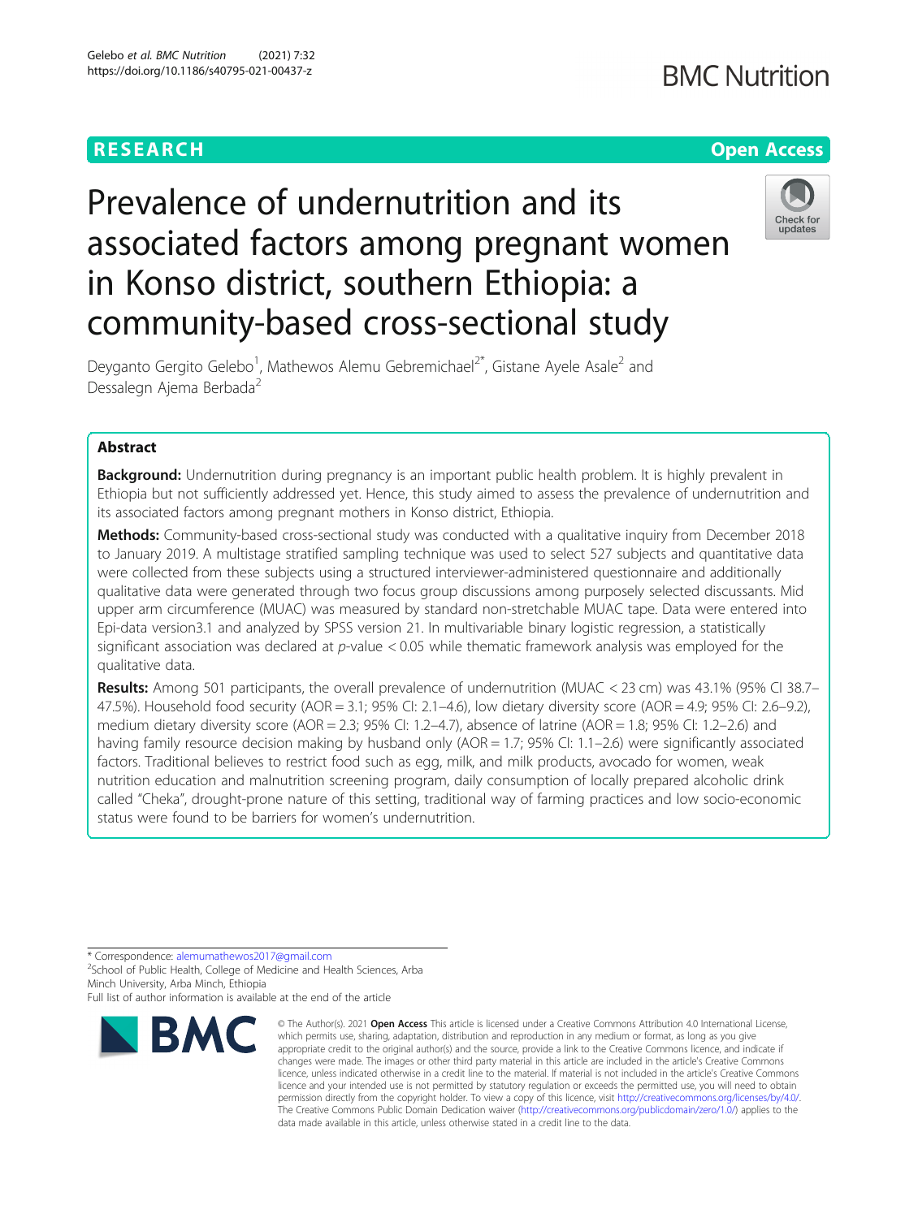RESEARCH Open Access

# Prevalence of undernutrition and its associated factors among pregnant women in Konso district, southern Ethiopia: a community-based cross-sectional study

Deyganto Gergito Gelebo[1], Mathewos Alemu Gebremichael[2*], Gistane Ayele Asale[2] and Dessalegn Ajema Berbada[2]

## Abstract

**Background:** Undernutrition during pregnancy is an important public health problem. It is highly prevalent in Ethiopia but not sufficiently addressed yet. Hence, this study aimed to assess the prevalence of undernutrition and its associated factors among pregnant mothers in Konso district, Ethiopia.

**Methods:** Community-based cross-sectional study was conducted with a qualitative inquiry from December 2018 to January 2019. A multistage stratified sampling technique was used to select 527 subjects and quantitative data were collected from these subjects using a structured interviewer-administered questionnaire and additionally qualitative data were generated through two focus group discussions among purposely selected discussants. Mid upper arm circumference (MUAC) was measured by standard non-stretchable MUAC tape. Data were entered into Epi-data version3.1 and analyzed by SPSS version 21. In multivariable binary logistic regression, a statistically significant association was declared at $p$-value < 0.05 while thematic framework analysis was employed for the qualitative data.

**Results:** Among 501 participants, the overall prevalence of undernutrition (MUAC < 23 cm) was 43.1% (95% CI 38.7–47.5%). Household food security (AOR = 3.1; 95% CI: 2.1–4.6), low dietary diversity score (AOR = 4.9; 95% CI: 2.6–9.2), medium dietary diversity score (AOR = 2.3; 95% CI: 1.2–4.7), absence of latrine (AOR = 1.8; 95% CI: 1.2–2.6) and having family resource decision making by husband only (AOR = 1.7; 95% CI: 1.1–2.6) were significantly associated factors. Traditional believes to restrict food such as egg, milk, and milk products, avocado for women, weak nutrition education and malnutrition screening program, daily consumption of locally prepared alcoholic drink called "Cheka", drought-prone nature of this setting, traditional way of farming practices and low socio-economic status were found to be barriers for women's undernutrition.

\* Correspondence: alemumathewos2017@gmail.com
[2]School of Public Health, College of Medicine and Health Sciences, Arba Minch University, Arba Minch, Ethiopia
Full list of author information is available at the end of the article

© The Author(s). 2021 **Open Access** This article is licensed under a Creative Commons Attribution 4.0 International License, which permits use, sharing, adaptation, distribution and reproduction in any medium or format, as long as you give appropriate credit to the original author(s) and the source, provide a link to the Creative Commons licence, and indicate if changes were made. The images or other third party material in this article are included in the article's Creative Commons licence, unless indicated otherwise in a credit line to the material. If material is not included in the article's Creative Commons licence and your intended use is not permitted by statutory regulation or exceeds the permitted use, you will need to obtain permission directly from the copyright holder. To view a copy of this licence, visit http://creativecommons.org/licenses/by/4.0/. The Creative Commons Public Domain Dedication waiver (http://creativecommons.org/publicdomain/zero/1.0/) applies to the data made available in this article, unless otherwise stated in a credit line to the data.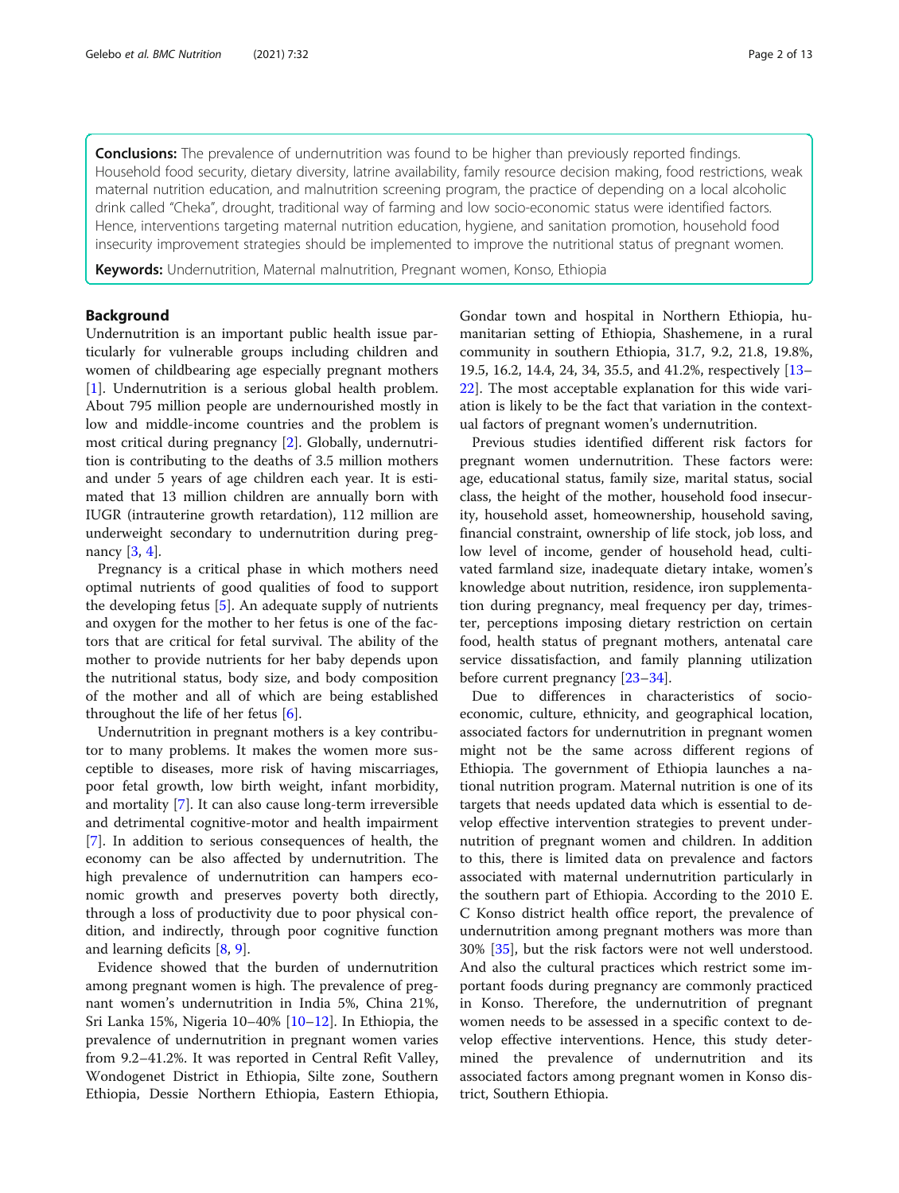**Conclusions:** The prevalence of undernutrition was found to be higher than previously reported findings. Household food security, dietary diversity, latrine availability, family resource decision making, food restrictions, weak maternal nutrition education, and malnutrition screening program, the practice of depending on a local alcoholic drink called "Cheka", drought, traditional way of farming and low socio-economic status were identified factors. Hence, interventions targeting maternal nutrition education, hygiene, and sanitation promotion, household food insecurity improvement strategies should be implemented to improve the nutritional status of pregnant women.

**Keywords:** Undernutrition, Maternal malnutrition, Pregnant women, Konso, Ethiopia

## Background

Undernutrition is an important public health issue particularly for vulnerable groups including children and women of childbearing age especially pregnant mothers [1]. Undernutrition is a serious global health problem. About 795 million people are undernourished mostly in low and middle-income countries and the problem is most critical during pregnancy [2]. Globally, undernutrition is contributing to the deaths of 3.5 million mothers and under 5 years of age children each year. It is estimated that 13 million children are annually born with IUGR (intrauterine growth retardation), 112 million are underweight secondary to undernutrition during pregnancy [3, 4].

Pregnancy is a critical phase in which mothers need optimal nutrients of good qualities of food to support the developing fetus [5]. An adequate supply of nutrients and oxygen for the mother to her fetus is one of the factors that are critical for fetal survival. The ability of the mother to provide nutrients for her baby depends upon the nutritional status, body size, and body composition of the mother and all of which are being established throughout the life of her fetus [6].

Undernutrition in pregnant mothers is a key contributor to many problems. It makes the women more susceptible to diseases, more risk of having miscarriages, poor fetal growth, low birth weight, infant morbidity, and mortality [7]. It can also cause long-term irreversible and detrimental cognitive-motor and health impairment [7]. In addition to serious consequences of health, the economy can be also affected by undernutrition. The high prevalence of undernutrition can hampers economic growth and preserves poverty both directly, through a loss of productivity due to poor physical condition, and indirectly, through poor cognitive function and learning deficits [8, 9].

Evidence showed that the burden of undernutrition among pregnant women is high. The prevalence of pregnant women's undernutrition in India 5%, China 21%, Sri Lanka 15%, Nigeria 10–40% [10–12]. In Ethiopia, the prevalence of undernutrition in pregnant women varies from 9.2–41.2%. It was reported in Central Refit Valley, Wondogenet District in Ethiopia, Silte zone, Southern Ethiopia, Dessie Northern Ethiopia, Eastern Ethiopia, Gondar town and hospital in Northern Ethiopia, humanitarian setting of Ethiopia, Shashemene, in a rural community in southern Ethiopia, 31.7, 9.2, 21.8, 19.8%, 19.5, 16.2, 14.4, 24, 34, 35.5, and 41.2%, respectively [13–22]. The most acceptable explanation for this wide variation is likely to be the fact that variation in the contextual factors of pregnant women's undernutrition.

Previous studies identified different risk factors for pregnant women undernutrition. These factors were: age, educational status, family size, marital status, social class, the height of the mother, household food insecurity, household asset, homeownership, household saving, financial constraint, ownership of life stock, job loss, and low level of income, gender of household head, cultivated farmland size, inadequate dietary intake, women's knowledge about nutrition, residence, iron supplementation during pregnancy, meal frequency per day, trimester, perceptions imposing dietary restriction on certain food, health status of pregnant mothers, antenatal care service dissatisfaction, and family planning utilization before current pregnancy [23–34].

Due to differences in characteristics of socioeconomic, culture, ethnicity, and geographical location, associated factors for undernutrition in pregnant women might not be the same across different regions of Ethiopia. The government of Ethiopia launches a national nutrition program. Maternal nutrition is one of its targets that needs updated data which is essential to develop effective intervention strategies to prevent undernutrition of pregnant women and children. In addition to this, there is limited data on prevalence and factors associated with maternal undernutrition particularly in the southern part of Ethiopia. According to the 2010 E. C Konso district health office report, the prevalence of undernutrition among pregnant mothers was more than 30% [35], but the risk factors were not well understood. And also the cultural practices which restrict some important foods during pregnancy are commonly practiced in Konso. Therefore, the undernutrition of pregnant women needs to be assessed in a specific context to develop effective interventions. Hence, this study determined the prevalence of undernutrition and its associated factors among pregnant women in Konso district, Southern Ethiopia.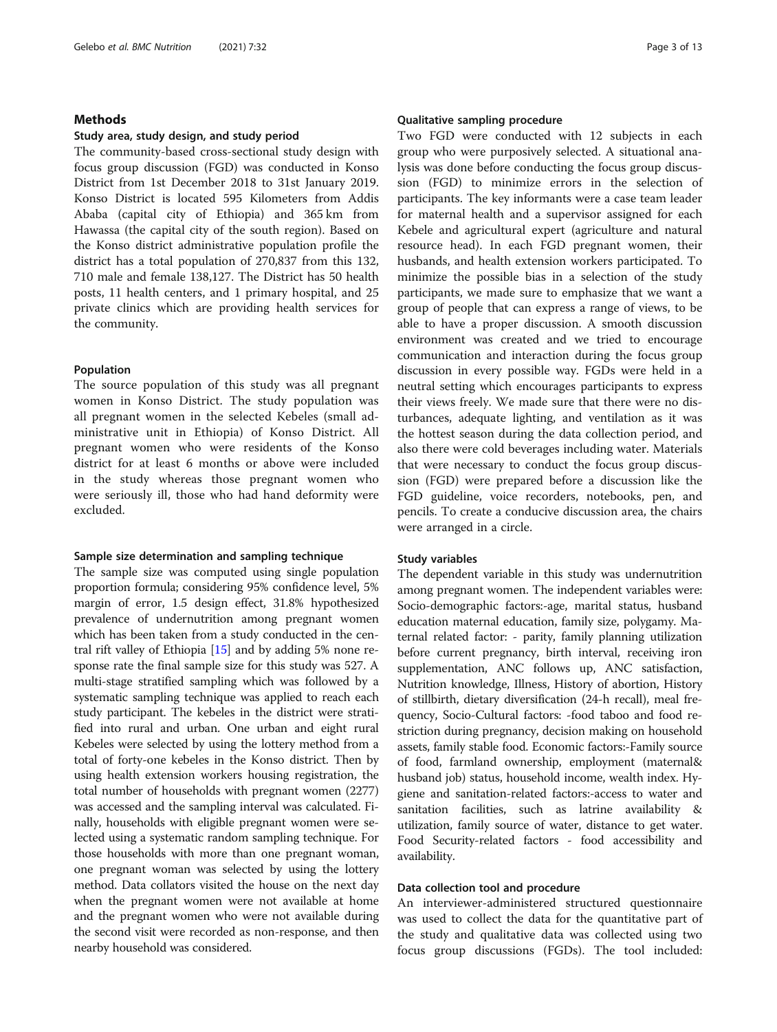## Methods

### Study area, study design, and study period

The community-based cross-sectional study design with focus group discussion (FGD) was conducted in Konso District from 1st December 2018 to 31st January 2019. Konso District is located 595 Kilometers from Addis Ababa (capital city of Ethiopia) and 365 km from Hawassa (the capital city of the south region). Based on the Konso district administrative population profile the district has a total population of 270,837 from this 132, 710 male and female 138,127. The District has 50 health posts, 11 health centers, and 1 primary hospital, and 25 private clinics which are providing health services for the community.

### Population

The source population of this study was all pregnant women in Konso District. The study population was all pregnant women in the selected Kebeles (small administrative unit in Ethiopia) of Konso District. All pregnant women who were residents of the Konso district for at least 6 months or above were included in the study whereas those pregnant women who were seriously ill, those who had hand deformity were excluded.

### Sample size determination and sampling technique

The sample size was computed using single population proportion formula; considering 95% confidence level, 5% margin of error, 1.5 design effect, 31.8% hypothesized prevalence of undernutrition among pregnant women which has been taken from a study conducted in the central rift valley of Ethiopia [15] and by adding 5% none response rate the final sample size for this study was 527. A multi-stage stratified sampling which was followed by a systematic sampling technique was applied to reach each study participant. The kebeles in the district were stratified into rural and urban. One urban and eight rural Kebeles were selected by using the lottery method from a total of forty-one kebeles in the Konso district. Then by using health extension workers housing registration, the total number of households with pregnant women (2277) was accessed and the sampling interval was calculated. Finally, households with eligible pregnant women were selected using a systematic random sampling technique. For those households with more than one pregnant woman, one pregnant woman was selected by using the lottery method. Data collators visited the house on the next day when the pregnant women were not available at home and the pregnant women who were not available during the second visit were recorded as non-response, and then nearby household was considered.

### Qualitative sampling procedure

Two FGD were conducted with 12 subjects in each group who were purposively selected. A situational analysis was done before conducting the focus group discussion (FGD) to minimize errors in the selection of participants. The key informants were a case team leader for maternal health and a supervisor assigned for each Kebele and agricultural expert (agriculture and natural resource head). In each FGD pregnant women, their husbands, and health extension workers participated. To minimize the possible bias in a selection of the study participants, we made sure to emphasize that we want a group of people that can express a range of views, to be able to have a proper discussion. A smooth discussion environment was created and we tried to encourage communication and interaction during the focus group discussion in every possible way. FGDs were held in a neutral setting which encourages participants to express their views freely. We made sure that there were no disturbances, adequate lighting, and ventilation as it was the hottest season during the data collection period, and also there were cold beverages including water. Materials that were necessary to conduct the focus group discussion (FGD) were prepared before a discussion like the FGD guideline, voice recorders, notebooks, pen, and pencils. To create a conducive discussion area, the chairs were arranged in a circle.

### Study variables

The dependent variable in this study was undernutrition among pregnant women. The independent variables were: Socio-demographic factors:-age, marital status, husband education maternal education, family size, polygamy. Maternal related factor: - parity, family planning utilization before current pregnancy, birth interval, receiving iron supplementation, ANC follows up, ANC satisfaction, Nutrition knowledge, Illness, History of abortion, History of stillbirth, dietary diversification (24-h recall), meal frequency, Socio-Cultural factors: -food taboo and food restriction during pregnancy, decision making on household assets, family stable food. Economic factors:-Family source of food, farmland ownership, employment (maternal& husband job) status, household income, wealth index. Hygiene and sanitation-related factors:-access to water and sanitation facilities, such as latrine availability & utilization, family source of water, distance to get water. Food Security-related factors - food accessibility and availability.

### Data collection tool and procedure

An interviewer-administered structured questionnaire was used to collect the data for the quantitative part of the study and qualitative data was collected using two focus group discussions (FGDs). The tool included: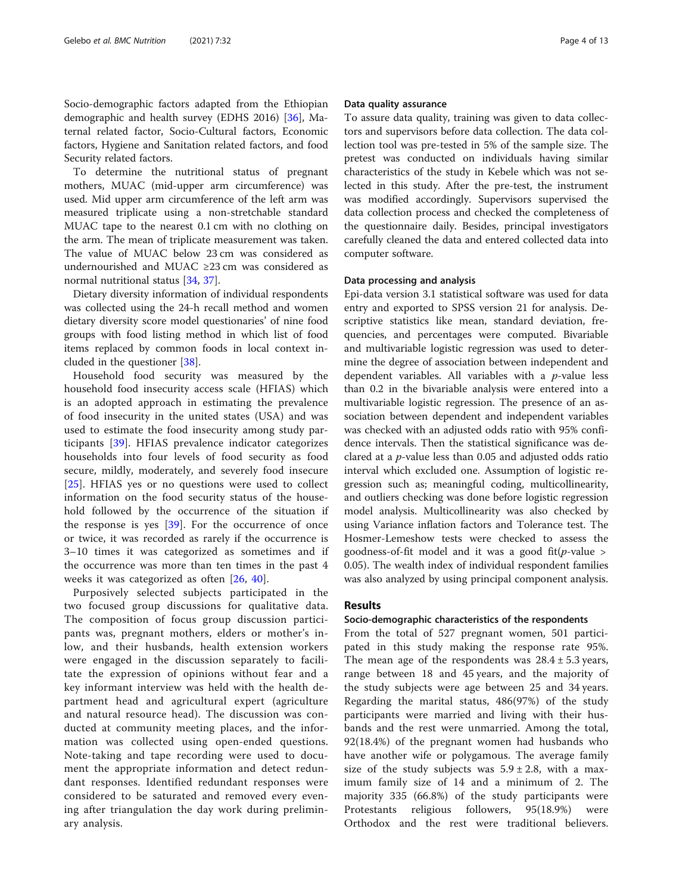Socio-demographic factors adapted from the Ethiopian demographic and health survey (EDHS 2016) [36], Maternal related factor, Socio-Cultural factors, Economic factors, Hygiene and Sanitation related factors, and food Security related factors.

To determine the nutritional status of pregnant mothers, MUAC (mid-upper arm circumference) was used. Mid upper arm circumference of the left arm was measured triplicate using a non-stretchable standard MUAC tape to the nearest 0.1 cm with no clothing on the arm. The mean of triplicate measurement was taken. The value of MUAC below 23 cm was considered as undernourished and MUAC ≥23 cm was considered as normal nutritional status [34, 37].

Dietary diversity information of individual respondents was collected using the 24-h recall method and women dietary diversity score model questionaries' of nine food groups with food listing method in which list of food items replaced by common foods in local context included in the questioner [38].

Household food security was measured by the household food insecurity access scale (HFIAS) which is an adopted approach in estimating the prevalence of food insecurity in the united states (USA) and was used to estimate the food insecurity among study participants [39]. HFIAS prevalence indicator categorizes households into four levels of food security as food secure, mildly, moderately, and severely food insecure [25]. HFIAS yes or no questions were used to collect information on the food security status of the household followed by the occurrence of the situation if the response is yes [39]. For the occurrence of once or twice, it was recorded as rarely if the occurrence is 3–10 times it was categorized as sometimes and if the occurrence was more than ten times in the past 4 weeks it was categorized as often [26, 40].

Purposively selected subjects participated in the two focused group discussions for qualitative data. The composition of focus group discussion participants was, pregnant mothers, elders or mother's in-low, and their husbands, health extension workers were engaged in the discussion separately to facilitate the expression of opinions without fear and a key informant interview was held with the health department head and agricultural expert (agriculture and natural resource head). The discussion was conducted at community meeting places, and the information was collected using open-ended questions. Note-taking and tape recording were used to document the appropriate information and detect redundant responses. Identified redundant responses were considered to be saturated and removed every evening after triangulation the day work during preliminary analysis.

### Data quality assurance

To assure data quality, training was given to data collectors and supervisors before data collection. The data collection tool was pre-tested in 5% of the sample size. The pretest was conducted on individuals having similar characteristics of the study in Kebele which was not selected in this study. After the pre-test, the instrument was modified accordingly. Supervisors supervised the data collection process and checked the completeness of the questionnaire daily. Besides, principal investigators carefully cleaned the data and entered collected data into computer software.

### Data processing and analysis

Epi-data version 3.1 statistical software was used for data entry and exported to SPSS version 21 for analysis. Descriptive statistics like mean, standard deviation, frequencies, and percentages were computed. Bivariable and multivariable logistic regression was used to determine the degree of association between independent and dependent variables. All variables with a *p*-value less than 0.2 in the bivariable analysis were entered into a multivariable logistic regression. The presence of an association between dependent and independent variables was checked with an adjusted odds ratio with 95% confidence intervals. Then the statistical significance was declared at a *p*-value less than 0.05 and adjusted odds ratio interval which excluded one. Assumption of logistic regression such as; meaningful coding, multicollinearity, and outliers checking was done before logistic regression model analysis. Multicollinearity was also checked by using Variance inflation factors and Tolerance test. The Hosmer-Lemeshow tests were checked to assess the goodness-of-fit model and it was a good fit($p$-value > 0.05). The wealth index of individual respondent families was also analyzed by using principal component analysis.

## Results

### Socio-demographic characteristics of the respondents

From the total of 527 pregnant women, 501 participated in this study making the response rate 95%. The mean age of the respondents was 28.4 ± 5.3 years, range between 18 and 45 years, and the majority of the study subjects were age between 25 and 34 years. Regarding the marital status, 486(97%) of the study participants were married and living with their husbands and the rest were unmarried. Among the total, 92(18.4%) of the pregnant women had husbands who have another wife or polygamous. The average family size of the study subjects was 5.9 ± 2.8, with a maximum family size of 14 and a minimum of 2. The majority 335 (66.8%) of the study participants were Protestants religious followers, 95(18.9%) were Orthodox and the rest were traditional believers.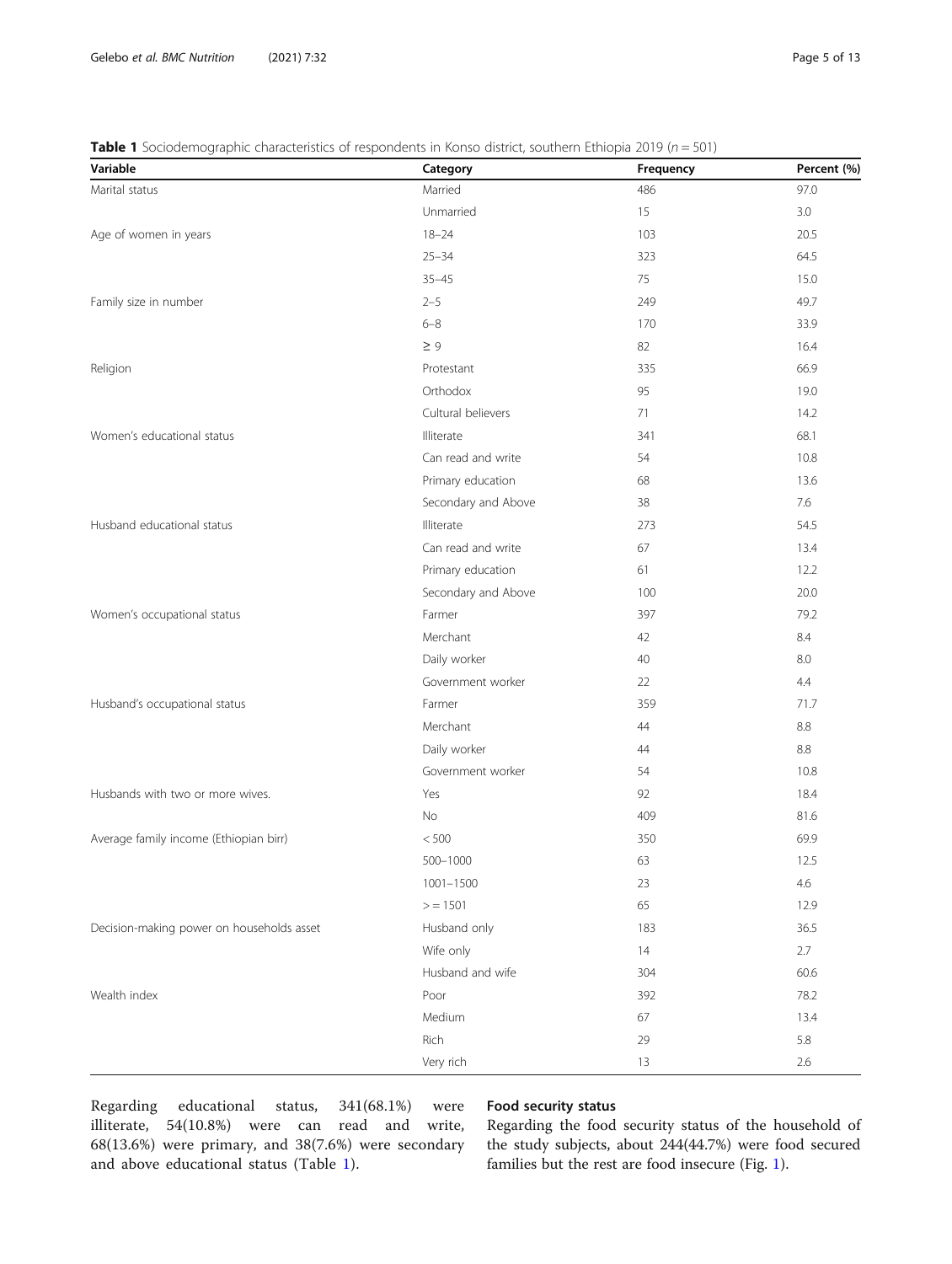**Table 1** Sociodemographic characteristics of respondents in Konso district, southern Ethiopia 2019 ($n = 501$)

| Variable | Category | Frequency | Percent (%) |
|---|---|---|---|
| Marital status | Married | 486 | 97.0 |
| | Unmarried | 15 | 3.0 |
| Age of women in years | 18–24 | 103 | 20.5 |
| | 25–34 | 323 | 64.5 |
| | 35–45 | 75 | 15.0 |
| Family size in number | 2–5 | 249 | 49.7 |
| | 6–8 | 170 | 33.9 |
| | ≥ 9 | 82 | 16.4 |
| Religion | Protestant | 335 | 66.9 |
| | Orthodox | 95 | 19.0 |
| | Cultural believers | 71 | 14.2 |
| Women's educational status | Illiterate | 341 | 68.1 |
| | Can read and write | 54 | 10.8 |
| | Primary education | 68 | 13.6 |
| | Secondary and Above | 38 | 7.6 |
| Husband educational status | Illiterate | 273 | 54.5 |
| | Can read and write | 67 | 13.4 |
| | Primary education | 61 | 12.2 |
| | Secondary and Above | 100 | 20.0 |
| Women's occupational status | Farmer | 397 | 79.2 |
| | Merchant | 42 | 8.4 |
| | Daily worker | 40 | 8.0 |
| | Government worker | 22 | 4.4 |
| Husband's occupational status | Farmer | 359 | 71.7 |
| | Merchant | 44 | 8.8 |
| | Daily worker | 44 | 8.8 |
| | Government worker | 54 | 10.8 |
| Husbands with two or more wives. | Yes | 92 | 18.4 |
| | No | 409 | 81.6 |
| Average family income (Ethiopian birr) | < 500 | 350 | 69.9 |
| | 500–1000 | 63 | 12.5 |
| | 1001–1500 | 23 | 4.6 |
| | > = 1501 | 65 | 12.9 |
| Decision-making power on households asset | Husband only | 183 | 36.5 |
| | Wife only | 14 | 2.7 |
| | Husband and wife | 304 | 60.6 |
| Wealth index | Poor | 392 | 78.2 |
| | Medium | 67 | 13.4 |
| | Rich | 29 | 5.8 |
| | Very rich | 13 | 2.6 |

Regarding educational status, 341(68.1%) were illiterate, 54(10.8%) were can read and write, 68(13.6%) were primary, and 38(7.6%) were secondary and above educational status (Table 1).

## Food security status

Regarding the food security status of the household of the study subjects, about 244(44.7%) were food secured families but the rest are food insecure (Fig. 1).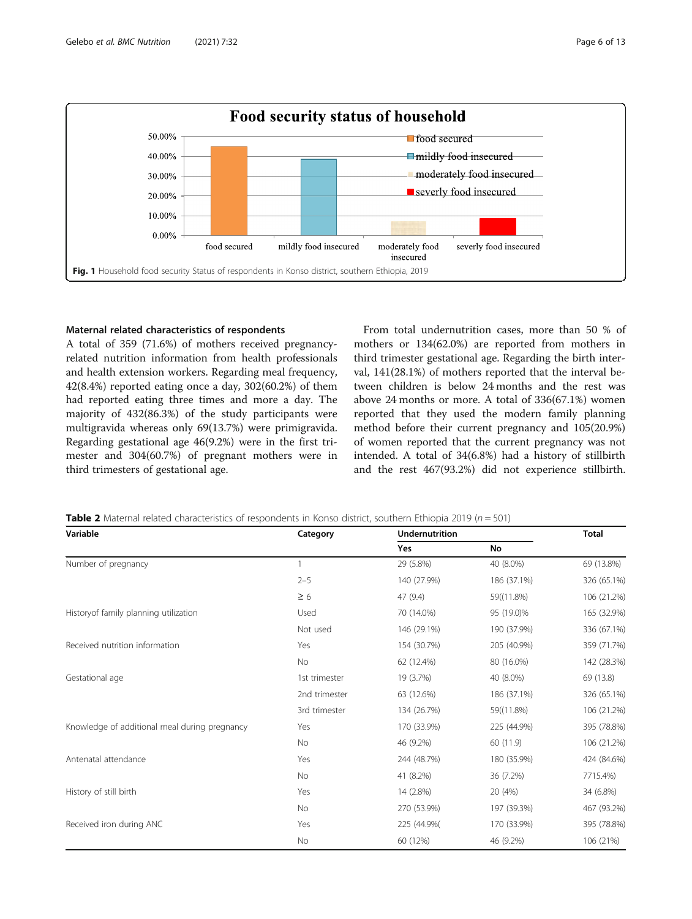Fig. 1 Household food security Status of respondents in Konso district, southern Ethiopia, 2019

### Maternal related characteristics of respondents

A total of 359 (71.6%) of mothers received pregnancy-related nutrition information from health professionals and health extension workers. Regarding meal frequency, 42(8.4%) reported eating once a day, 302(60.2%) of them had reported eating three times and more a day. The majority of 432(86.3%) of the study participants were multigravida whereas only 69(13.7%) were primigravida. Regarding gestational age 46(9.2%) were in the first trimester and 304(60.7%) of pregnant mothers were in third trimesters of gestational age.

From total undernutrition cases, more than 50 % of mothers or 134(62.0%) are reported from mothers in third trimester gestational age. Regarding the birth interval, 141(28.1%) of mothers reported that the interval between children is below 24 months and the rest was above 24 months or more. A total of 336(67.1%) women reported that they used the modern family planning method before their current pregnancy and 105(20.9%) of women reported that the current pregnancy was not intended. A total of 34(6.8%) had a history of stillbirth and the rest 467(93.2%) did not experience stillbirth.

**Table 2** Maternal related characteristics of respondents in Konso district, southern Ethiopia 2019 (*n* = 501)

| Variable | Category | Undernutrition | | Total |
|---|---|---|---|---|
| | | Yes | No | |
| Number of pregnancy | 1 | 29 (5.8%) | 40 (8.0%) | 69 (13.8%) |
| | 2–5 | 140 (27.9%) | 186 (37.1%) | 326 (65.1%) |
| | ≥ 6 | 47 (9.4) | 59((11.8%) | 106 (21.2%) |
| Historyof family planning utilization | Used | 70 (14.0%) | 95 (19.0)% | 165 (32.9%) |
| | Not used | 146 (29.1%) | 190 (37.9%) | 336 (67.1%) |
| Received nutrition information | Yes | 154 (30.7%) | 205 (40.9%) | 359 (71.7%) |
| | No | 62 (12.4%) | 80 (16.0%) | 142 (28.3%) |
| Gestational age | 1st trimester | 19 (3.7%) | 40 (8.0%) | 69 (13.8) |
| | 2nd trimester | 63 (12.6%) | 186 (37.1%) | 326 (65.1%) |
| | 3rd trimester | 134 (26.7%) | 59((11.8%) | 106 (21.2%) |
| Knowledge of additional meal during pregnancy | Yes | 170 (33.9%) | 225 (44.9%) | 395 (78.8%) |
| | No | 46 (9.2%) | 60 (11.9) | 106 (21.2%) |
| Antenatal attendance | Yes | 244 (48.7%) | 180 (35.9%) | 424 (84.6%) |
| | No | 41 (8.2%) | 36 (7.2%) | 7715.4%) |
| History of still birth | Yes | 14 (2.8%) | 20 (4%) | 34 (6.8%) |
| | No | 270 (53.9%) | 197 (39.3%) | 467 (93.2%) |
| Received iron during ANC | Yes | 225 (44.9%( | 170 (33.9%) | 395 (78.8%) |
| | No | 60 (12%) | 46 (9.2%) | 106 (21%) |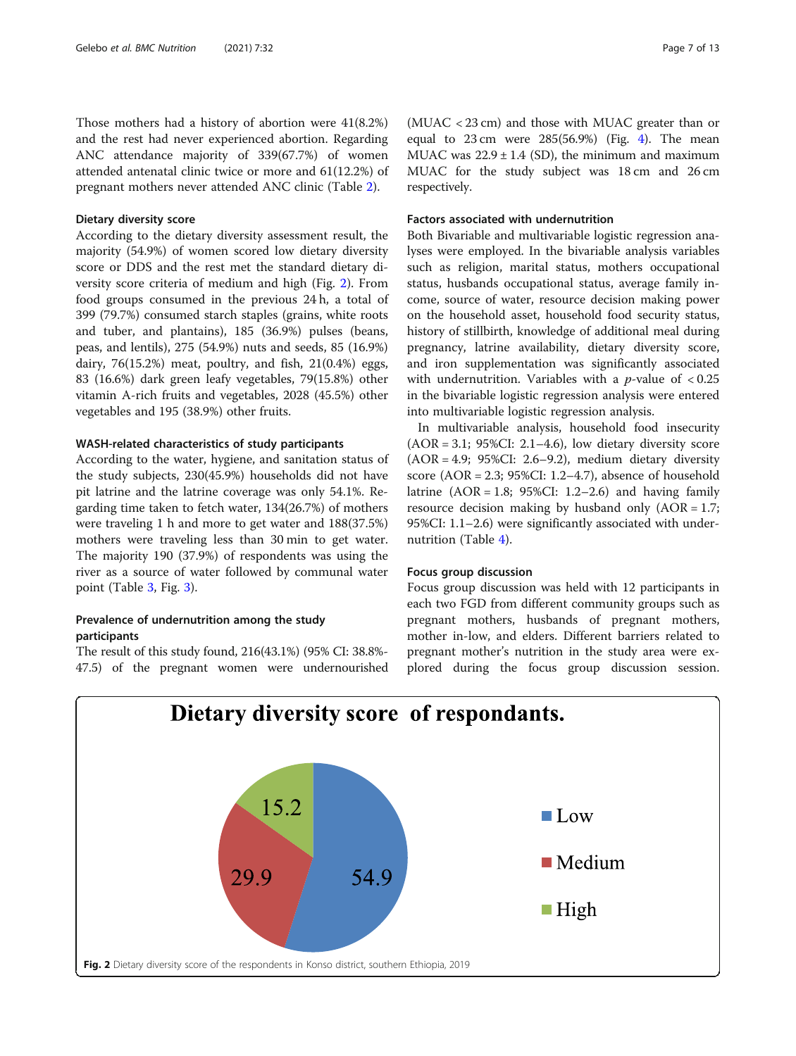Those mothers had a history of abortion were 41(8.2%) and the rest had never experienced abortion. Regarding ANC attendance majority of 339(67.7%) of women attended antenatal clinic twice or more and 61(12.2%) of pregnant mothers never attended ANC clinic (Table 2).

#### Dietary diversity score

According to the dietary diversity assessment result, the majority (54.9%) of women scored low dietary diversity score or DDS and the rest met the standard dietary diversity score criteria of medium and high (Fig. 2). From food groups consumed in the previous 24 h, a total of 399 (79.7%) consumed starch staples (grains, white roots and tuber, and plantains), 185 (36.9%) pulses (beans, peas, and lentils), 275 (54.9%) nuts and seeds, 85 (16.9%) dairy, 76(15.2%) meat, poultry, and fish, 21(0.4%) eggs, 83 (16.6%) dark green leafy vegetables, 79(15.8%) other vitamin A-rich fruits and vegetables, 2028 (45.5%) other vegetables and 195 (38.9%) other fruits.

#### WASH-related characteristics of study participants

According to the water, hygiene, and sanitation status of the study subjects, 230(45.9%) households did not have pit latrine and the latrine coverage was only 54.1%. Regarding time taken to fetch water, 134(26.7%) of mothers were traveling 1 h and more to get water and 188(37.5%) mothers were traveling less than 30 min to get water. The majority 190 (37.9%) of respondents was using the river as a source of water followed by communal water point (Table 3, Fig. 3).

#### Prevalence of undernutrition among the study participants

The result of this study found, 216(43.1%) (95% CI: 38.8%-47.5) of the pregnant women were undernourished (MUAC < 23 cm) and those with MUAC greater than or equal to 23 cm were 285(56.9%) (Fig. 4). The mean MUAC was 22.9 ± 1.4 (SD), the minimum and maximum MUAC for the study subject was 18 cm and 26 cm respectively.

#### Factors associated with undernutrition

Both Bivariable and multivariable logistic regression analyses were employed. In the bivariable analysis variables such as religion, marital status, mothers occupational status, husbands occupational status, average family income, source of water, resource decision making power on the household asset, household food security status, history of stillbirth, knowledge of additional meal during pregnancy, latrine availability, dietary diversity score, and iron supplementation was significantly associated with undernutrition. Variables with a $p$-value of $< 0.25$ in the bivariable logistic regression analysis were entered into multivariable logistic regression analysis.

In multivariable analysis, household food insecurity (AOR = 3.1; 95%CI: 2.1–4.6), low dietary diversity score (AOR = 4.9; 95%CI: 2.6–9.2), medium dietary diversity score (AOR = 2.3; 95%CI: 1.2–4.7), absence of household latrine (AOR = 1.8; 95%CI: 1.2–2.6) and having family resource decision making by husband only (AOR = 1.7; 95%CI: 1.1–2.6) were significantly associated with undernutrition (Table 4).

#### Focus group discussion

Focus group discussion was held with 12 participants in each two FGD from different community groups such as pregnant mothers, husbands of pregnant mothers, mother in-low, and elders. Different barriers related to pregnant mother's nutrition in the study area were explored during the focus group discussion session.

**Dietary diversity score of respondants.**

| Category | % |
|---|---|
| Low | 54.9 |
| Medium | 29.9 |
| High | 15.2 |

**Fig. 2** Dietary diversity score of the respondents in Konso district, southern Ethiopia, 2019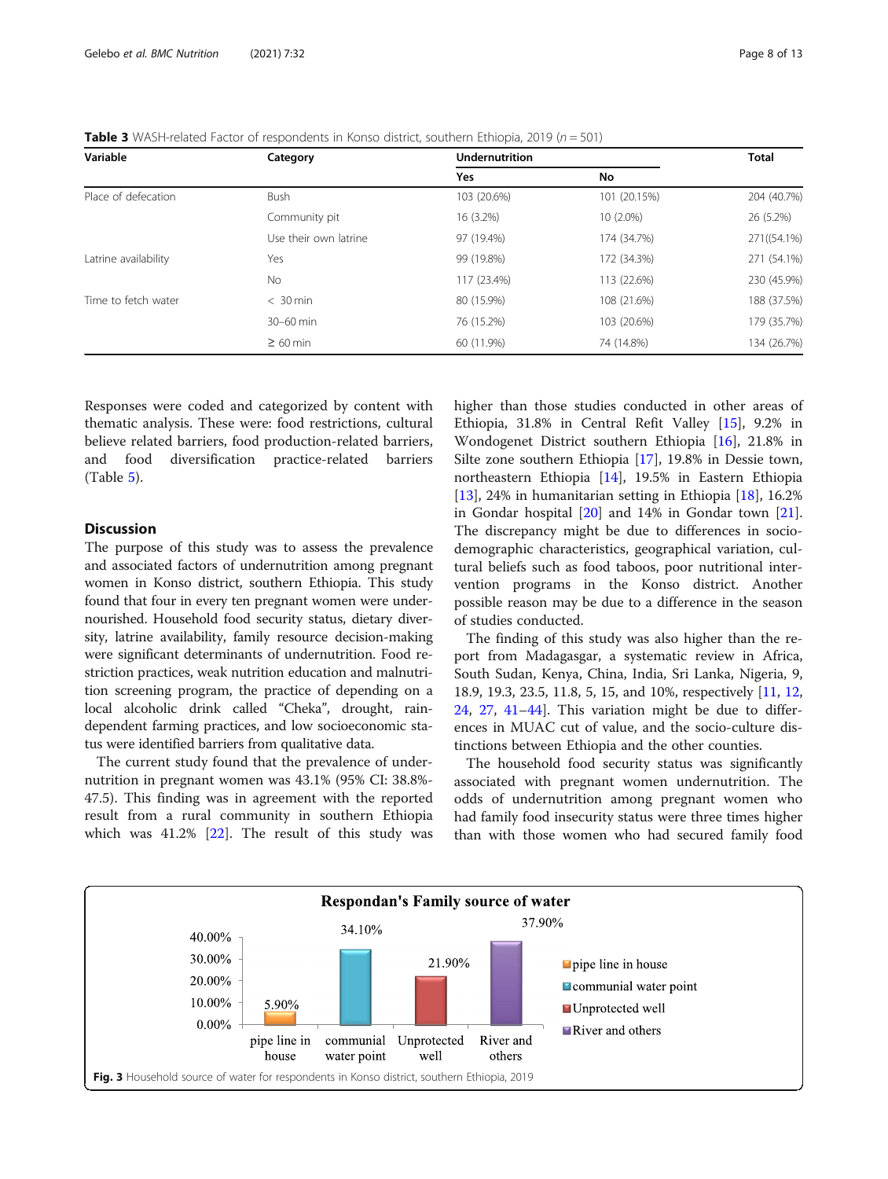**Table 3** WASH-related Factor of respondents in Konso district, southern Ethiopia, 2019 ($n = 501$)

| Variable | Category | Undernutrition | | Total |
|---|---|---|---|---|
| | | Yes | No | |
| Place of defecation | Bush | 103 (20.6%) | 101 (20.15%) | 204 (40.7%) |
| | Community pit | 16 (3.2%) | 10 (2.0%) | 26 (5.2%) |
| | Use their own latrine | 97 (19.4%) | 174 (34.7%) | 271((54.1%) |
| Latrine availability | Yes | 99 (19.8%) | 172 (34.3%) | 271 (54.1%) |
| | No | 117 (23.4%) | 113 (22.6%) | 230 (45.9%) |
| Time to fetch water | < 30 min | 80 (15.9%) | 108 (21.6%) | 188 (37.5%) |
| | 30–60 min | 76 (15.2%) | 103 (20.6%) | 179 (35.7%) |
| | ≥ 60 min | 60 (11.9%) | 74 (14.8%) | 134 (26.7%) |

Responses were coded and categorized by content with thematic analysis. These were: food restrictions, cultural believe related barriers, food production-related barriers, and food diversification practice-related barriers (Table 5).

## Discussion

The purpose of this study was to assess the prevalence and associated factors of undernutrition among pregnant women in Konso district, southern Ethiopia. This study found that four in every ten pregnant women were undernourished. Household food security status, dietary diversity, latrine availability, family resource decision-making were significant determinants of undernutrition. Food restriction practices, weak nutrition education and malnutrition screening program, the practice of depending on a local alcoholic drink called "Cheka", drought, rain-dependent farming practices, and low socioeconomic status were identified barriers from qualitative data.

The current study found that the prevalence of undernutrition in pregnant women was 43.1% (95% CI: 38.8%-47.5). This finding was in agreement with the reported result from a rural community in southern Ethiopia which was 41.2% [22]. The result of this study was higher than those studies conducted in other areas of Ethiopia, 31.8% in Central Refit Valley [15], 9.2% in Wondogenet District southern Ethiopia [16], 21.8% in Silte zone southern Ethiopia [17], 19.8% in Dessie town, northeastern Ethiopia [14], 19.5% in Eastern Ethiopia [13], 24% in humanitarian setting in Ethiopia [18], 16.2% in Gondar hospital [20] and 14% in Gondar town [21]. The discrepancy might be due to differences in socio-demographic characteristics, geographical variation, cultural beliefs such as food taboos, poor nutritional intervention programs in the Konso district. Another possible reason may be due to a difference in the season of studies conducted.

The finding of this study was also higher than the report from Madagascar, a systematic review in Africa, South Sudan, Kenya, China, India, Sri Lanka, Nigeria, 9, 18.9, 19.3, 23.5, 11.8, 5, 15, and 10%, respectively [11, 12, 24, 27, 41–44]. This variation might be due to differences in MUAC cut of value, and the socio-culture distinctions between Ethiopia and the other counties.

The household food security status was significantly associated with pregnant women undernutrition. The odds of undernutrition among pregnant women who had family food insecurity status were three times higher than with those women who had secured family food

**Respondan's Family source of water**

| Source | Percentage |
|---|---|
| pipe line in house | 5.90% |
| communial water point | 34.10% |
| Unprotected well | 21.90% |
| River and others | 37.90% |

**Fig. 3** Household source of water for respondents in Konso district, southern Ethiopia, 2019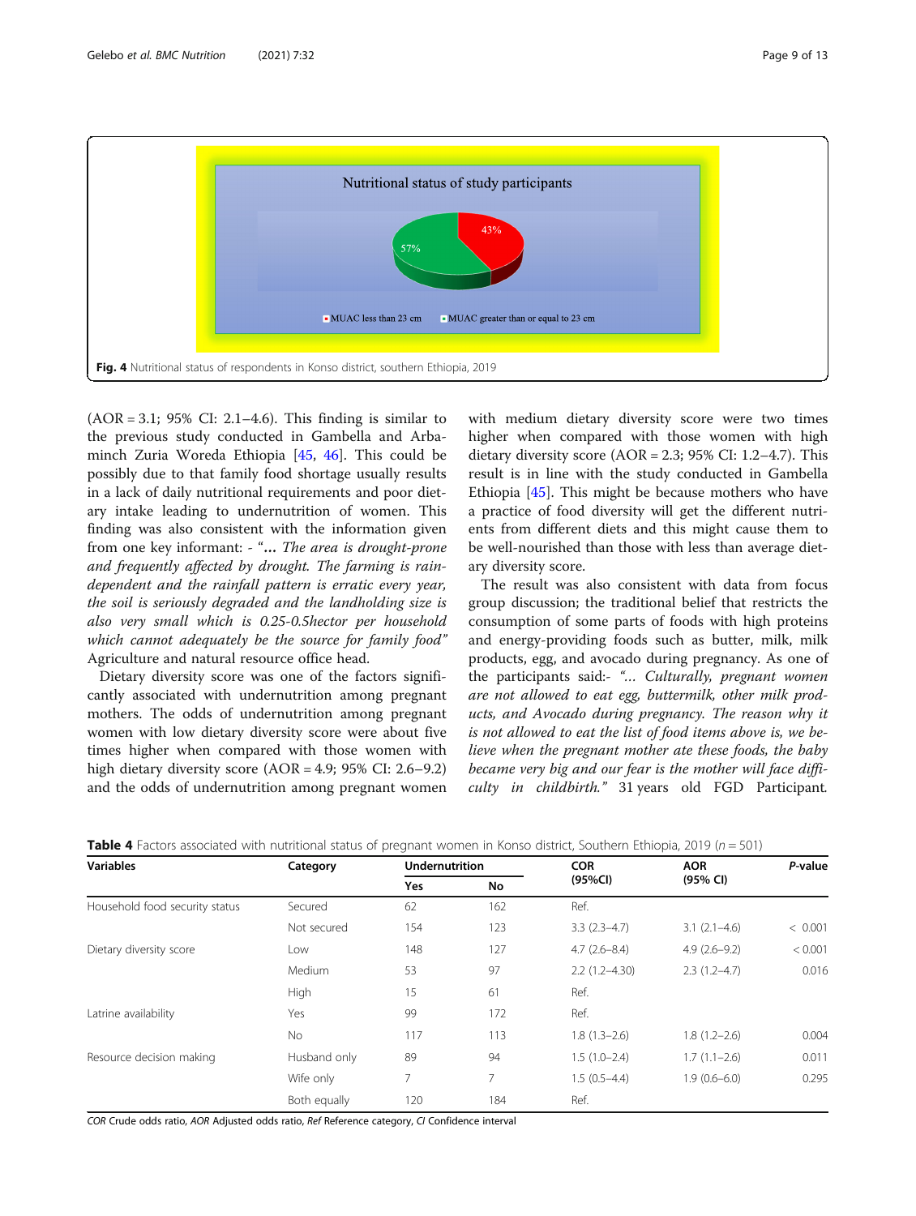Fig. 4 Nutritional status of respondents in Konso district, southern Ethiopia, 2019

(AOR = 3.1; 95% CI: 2.1–4.6). This finding is similar to the previous study conducted in Gambella and Arbaminch Zuria Woreda Ethiopia [45, 46]. This could be possibly due to that family food shortage usually results in a lack of daily nutritional requirements and poor dietary intake leading to undernutrition of women. This finding was also consistent with the information given from one key informant: - "*… The area is drought-prone and frequently affected by drought. The farming is rain-dependent and the rainfall pattern is erratic every year, the soil is seriously degraded and the landholding size is also very small which is 0.25-0.5hector per household which cannot adequately be the source for family food*" Agriculture and natural resource office head.

Dietary diversity score was one of the factors significantly associated with undernutrition among pregnant mothers. The odds of undernutrition among pregnant women with low dietary diversity score were about five times higher when compared with those women with high dietary diversity score (AOR = 4.9; 95% CI: 2.6–9.2) and the odds of undernutrition among pregnant women with medium dietary diversity score were two times higher when compared with those women with high dietary diversity score (AOR = 2.3; 95% CI: 1.2–4.7). This result is in line with the study conducted in Gambella Ethiopia [45]. This might be because mothers who have a practice of food diversity will get the different nutrients from different diets and this might cause them to be well-nourished than those with less than average dietary diversity score.

The result was also consistent with data from focus group discussion; the traditional belief that restricts the consumption of some parts of foods with high proteins and energy-providing foods such as butter, milk, milk products, egg, and avocado during pregnancy. As one of the participants said:- "*… Culturally, pregnant women are not allowed to eat egg, buttermilk, other milk products, and Avocado during pregnancy. The reason why it is not allowed to eat the list of food items above is, we believe when the pregnant mother ate these foods, the baby became very big and our fear is the mother will face difficulty in childbirth.*" 31 years old FGD Participant.

**Table 4** Factors associated with nutritional status of pregnant women in Konso district, Southern Ethiopia, 2019 ($n = 501$)

| Variables | Category | Undernutrition | | COR (95%CI) | AOR (95% CI) | *P*-value |
|---|---|---|---|---|---|---|
| | | Yes | No | | | |
| Household food security status | Secured | 62 | 162 | Ref. | | |
| | Not secured | 154 | 123 | 3.3 (2.3–4.7) | 3.1 (2.1–4.6) | < 0.001 |
| Dietary diversity score | Low | 148 | 127 | 4.7 (2.6–8.4) | 4.9 (2.6–9.2) | < 0.001 |
| | Medium | 53 | 97 | 2.2 (1.2–4.30) | 2.3 (1.2–4.7) | 0.016 |
| | High | 15 | 61 | Ref. | | |
| Latrine availability | Yes | 99 | 172 | Ref. | | |
| | No | 117 | 113 | 1.8 (1.3–2.6) | 1.8 (1.2–2.6) | 0.004 |
| Resource decision making | Husband only | 89 | 94 | 1.5 (1.0–2.4) | 1.7 (1.1–2.6) | 0.011 |
| | Wife only | 7 | 7 | 1.5 (0.5–4.4) | 1.9 (0.6–6.0) | 0.295 |
| | Both equally | 120 | 184 | Ref. | | |

*COR* Crude odds ratio, *AOR* Adjusted odds ratio, *Ref* Reference category, *CI* Confidence interval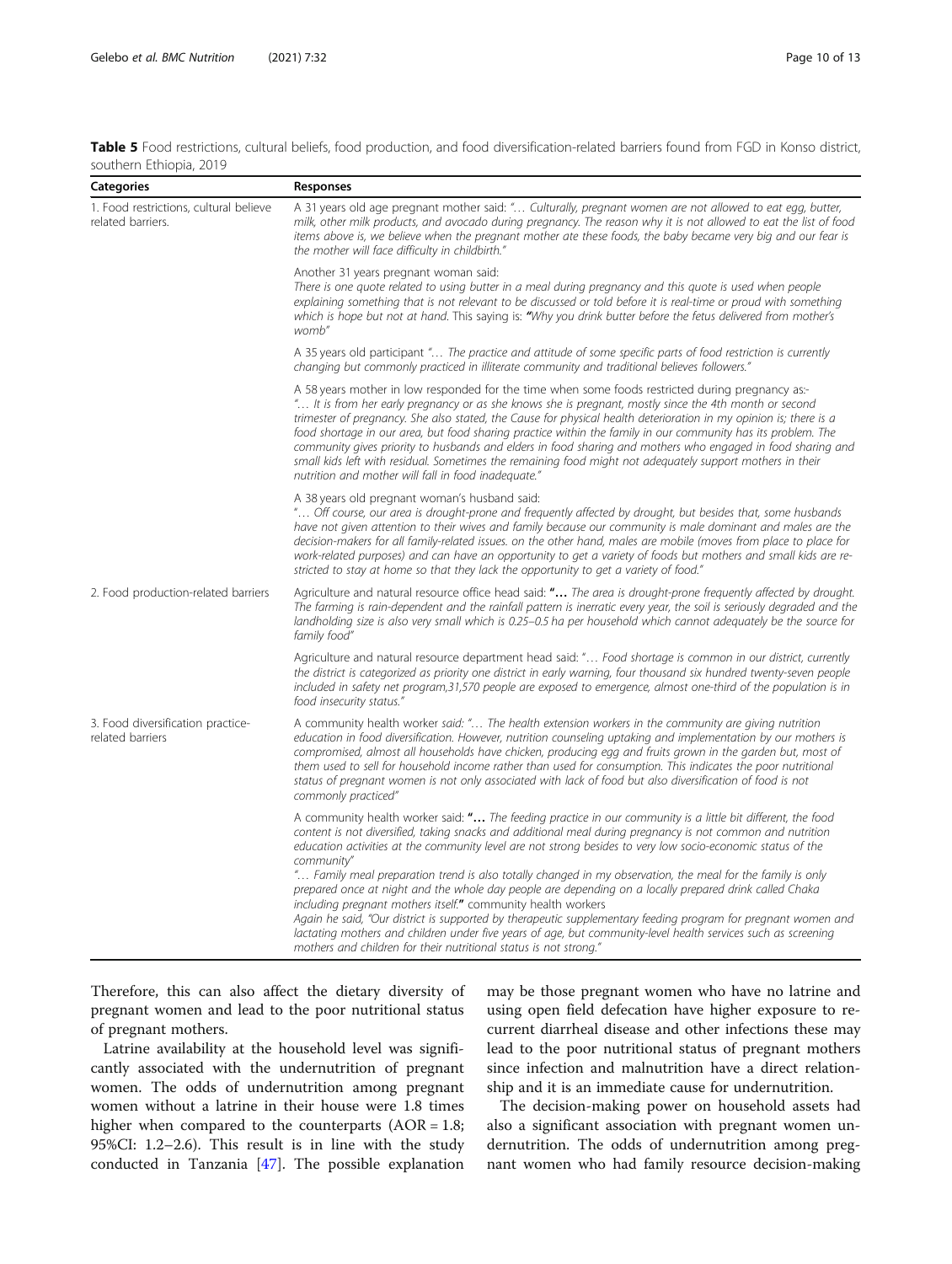**Table 5** Food restrictions, cultural beliefs, food production, and food diversification-related barriers found from FGD in Konso district, southern Ethiopia, 2019

| Categories | Responses |
|---|---|
| 1. Food restrictions, cultural believe related barriers. | A 31 years old age pregnant mother said: *"… Culturally, pregnant women are not allowed to eat egg, butter, milk, other milk products, and avocado during pregnancy. The reason why it is not allowed to eat the list of food items above is, we believe when the pregnant mother ate these foods, the baby became very big and our fear is the mother will face difficulty in childbirth."* |
| | Another 31 years pregnant woman said: *There is one quote related to using butter in a meal during pregnancy and this quote is used when people explaining something that is not relevant to be discussed or told before it is real-time or proud with something which is hope but not at hand.* This saying is: *"Why you drink butter before the fetus delivered from mother's womb"* |
| | A 35 years old participant *"… The practice and attitude of some specific parts of food restriction is currently changing but commonly practiced in illiterate community and traditional believes followers."* |
| | A 58 years mother in low responded for the time when some foods restricted during pregnancy as:- *"… It is from her early pregnancy or as she knows she is pregnant, mostly since the 4th month or second trimester of pregnancy. She also stated, the Cause for physical health deterioration in my opinion is; there is a food shortage in our area, but food sharing practice within the family in our community has its problem. The community gives priority to husbands and elders in food sharing and mothers who engaged in food sharing and small kids left with residual. Sometimes the remaining food might not adequately support mothers in their nutrition and mother will fall in food inadequate."* |
| | A 38 years old pregnant woman's husband said: *"… Off course, our area is drought-prone and frequently affected by drought, but besides that, some husbands have not given attention to their wives and family because our community is male dominant and males are the decision-makers for all family-related issues. on the other hand, males are mobile (moves from place to place for work-related purposes) and can have an opportunity to get a variety of foods but mothers and small kids are re-stricted to stay at home so that they lack the opportunity to get a variety of food."* |
| 2. Food production-related barriers | Agriculture and natural resource office head said: **"…** *The area is drought-prone frequently affected by drought. The farming is rain-dependent and the rainfall pattern is inerratic every year, the soil is seriously degraded and the landholding size is also very small which is 0.25–0.5 ha per household which cannot adequately be the source for family food"* |
| | Agriculture and natural resource department head said: *"… Food shortage is common in our district, currently the district is categorized as priority one district in early warning, four thousand six hundred twenty-seven people included in safety net program,31,570 people are exposed to emergence, almost one-third of the population is in food insecurity status."* |
| 3. Food diversification practice-related barriers | A community health worker *said: "… The health extension workers in the community are giving nutrition education in food diversification. However, nutrition counseling uptaking and implementation by our mothers is compromised, almost all households have chicken, producing egg and fruits grown in the garden but, most of them used to sell for household income rather than used for consumption. This indicates the poor nutritional status of pregnant women is not only associated with lack of food but also diversification of food is not commonly practiced"* |
| | A community health worker said: **"…** *The feeding practice in our community is a little bit different, the food content is not diversified, taking snacks and additional meal during pregnancy is not common and nutrition education activities at the community level are not strong besides to very low socio-economic status of the community"* *"… Family meal preparation trend is also totally changed in my observation, the meal for the family is only prepared once at night and the whole day people are depending on a locally prepared drink called Chaka including pregnant mothers itself.***"** community health workers *Again he said, "Our district is supported by therapeutic supplementary feeding program for pregnant women and lactating mothers and children under five years of age, but community-level health services such as screening mothers and children for their nutritional status is not strong."* |

Therefore, this can also affect the dietary diversity of pregnant women and lead to the poor nutritional status of pregnant mothers.

Latrine availability at the household level was significantly associated with the undernutrition of pregnant women. The odds of undernutrition among pregnant women without a latrine in their house were 1.8 times higher when compared to the counterparts (AOR = 1.8; 95%CI: 1.2–2.6). This result is in line with the study conducted in Tanzania [47]. The possible explanation may be those pregnant women who have no latrine and using open field defecation have higher exposure to recurrent diarrheal disease and other infections these may lead to the poor nutritional status of pregnant mothers since infection and malnutrition have a direct relationship and it is an immediate cause for undernutrition.

The decision-making power on household assets had also a significant association with pregnant women undernutrition. The odds of undernutrition among pregnant women who had family resource decision-making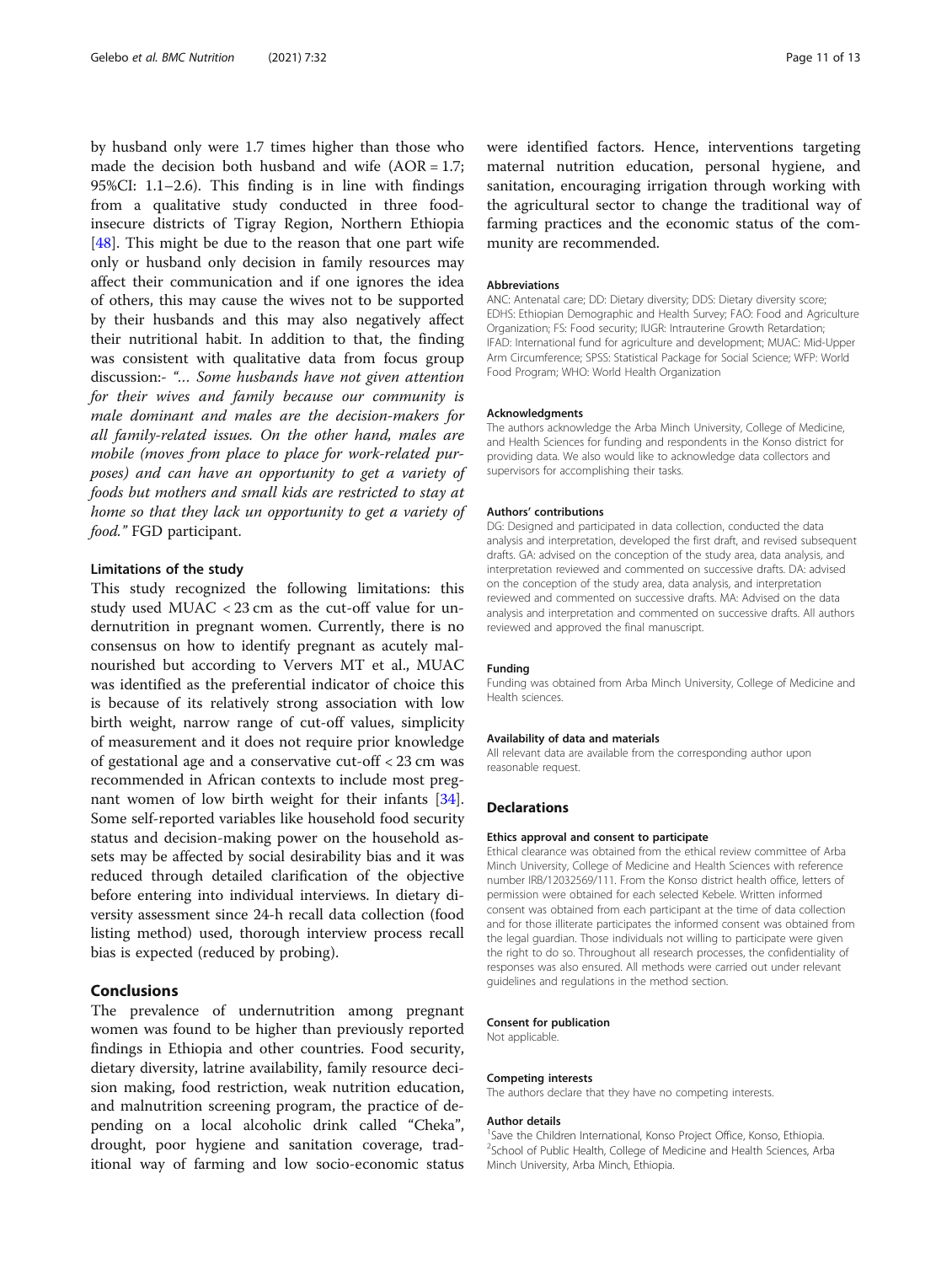by husband only were 1.7 times higher than those who made the decision both husband and wife (AOR = 1.7; 95%CI: 1.1–2.6). This finding is in line with findings from a qualitative study conducted in three food-insecure districts of Tigray Region, Northern Ethiopia [48]. This might be due to the reason that one part wife only or husband only decision in family resources may affect their communication and if one ignores the idea of others, this may cause the wives not to be supported by their husbands and this may also negatively affect their nutritional habit. In addition to that, the finding was consistent with qualitative data from focus group discussion:- *"… Some husbands have not given attention for their wives and family because our community is male dominant and males are the decision-makers for all family-related issues. On the other hand, males are mobile (moves from place to place for work-related purposes) and can have an opportunity to get a variety of foods but mothers and small kids are restricted to stay at home so that they lack un opportunity to get a variety of food."* FGD participant.

### Limitations of the study

This study recognized the following limitations: this study used MUAC < 23 cm as the cut-off value for undernutrition in pregnant women. Currently, there is no consensus on how to identify pregnant as acutely malnourished but according to Ververs MT et al., MUAC was identified as the preferential indicator of choice this is because of its relatively strong association with low birth weight, narrow range of cut-off values, simplicity of measurement and it does not require prior knowledge of gestational age and a conservative cut-off < 23 cm was recommended in African contexts to include most pregnant women of low birth weight for their infants [34]. Some self-reported variables like household food security status and decision-making power on the household assets may be affected by social desirability bias and it was reduced through detailed clarification of the objective before entering into individual interviews. In dietary diversity assessment since 24-h recall data collection (food listing method) used, thorough interview process recall bias is expected (reduced by probing).

## Conclusions

The prevalence of undernutrition among pregnant women was found to be higher than previously reported findings in Ethiopia and other countries. Food security, dietary diversity, latrine availability, family resource decision making, food restriction, weak nutrition education, and malnutrition screening program, the practice of depending on a local alcoholic drink called "Cheka", drought, poor hygiene and sanitation coverage, traditional way of farming and low socio-economic status were identified factors. Hence, interventions targeting maternal nutrition education, personal hygiene, and sanitation, encouraging irrigation through working with the agricultural sector to change the traditional way of farming practices and the economic status of the community are recommended.

#### Abbreviations

ANC: Antenatal care; DD: Dietary diversity; DDS: Dietary diversity score; EDHS: Ethiopian Demographic and Health Survey; FAO: Food and Agriculture Organization; FS: Food security; IUGR: Intrauterine Growth Retardation; IFAD: International fund for agriculture and development; MUAC: Mid-Upper Arm Circumference; SPSS: Statistical Package for Social Science; WFP: World Food Program; WHO: World Health Organization

#### Acknowledgments

The authors acknowledge the Arba Minch University, College of Medicine, and Health Sciences for funding and respondents in the Konso district for providing data. We also would like to acknowledge data collectors and supervisors for accomplishing their tasks.

#### Authors' contributions

DG: Designed and participated in data collection, conducted the data analysis and interpretation, developed the first draft, and revised subsequent drafts. GA: advised on the conception of the study area, data analysis, and interpretation reviewed and commented on successive drafts. DA: advised on the conception of the study area, data analysis, and interpretation reviewed and commented on successive drafts. MA: Advised on the data analysis and interpretation and commented on successive drafts. All authors reviewed and approved the final manuscript.

#### Funding

Funding was obtained from Arba Minch University, College of Medicine and Health sciences.

#### Availability of data and materials

All relevant data are available from the corresponding author upon reasonable request.

### Declarations

#### Ethics approval and consent to participate

Ethical clearance was obtained from the ethical review committee of Arba Minch University, College of Medicine and Health Sciences with reference number IRB/12032569/111. From the Konso district health office, letters of permission were obtained for each selected Kebele. Written informed consent was obtained from each participant at the time of data collection and for those illiterate participates the informed consent was obtained from the legal guardian. Those individuals not willing to participate were given the right to do so. Throughout all research processes, the confidentiality of responses was also ensured. All methods were carried out under relevant guidelines and regulations in the method section.

#### Consent for publication

Not applicable.

#### Competing interests

The authors declare that they have no competing interests.

#### Author details

[1]Save the Children International, Konso Project Office, Konso, Ethiopia. [2]School of Public Health, College of Medicine and Health Sciences, Arba Minch University, Arba Minch, Ethiopia.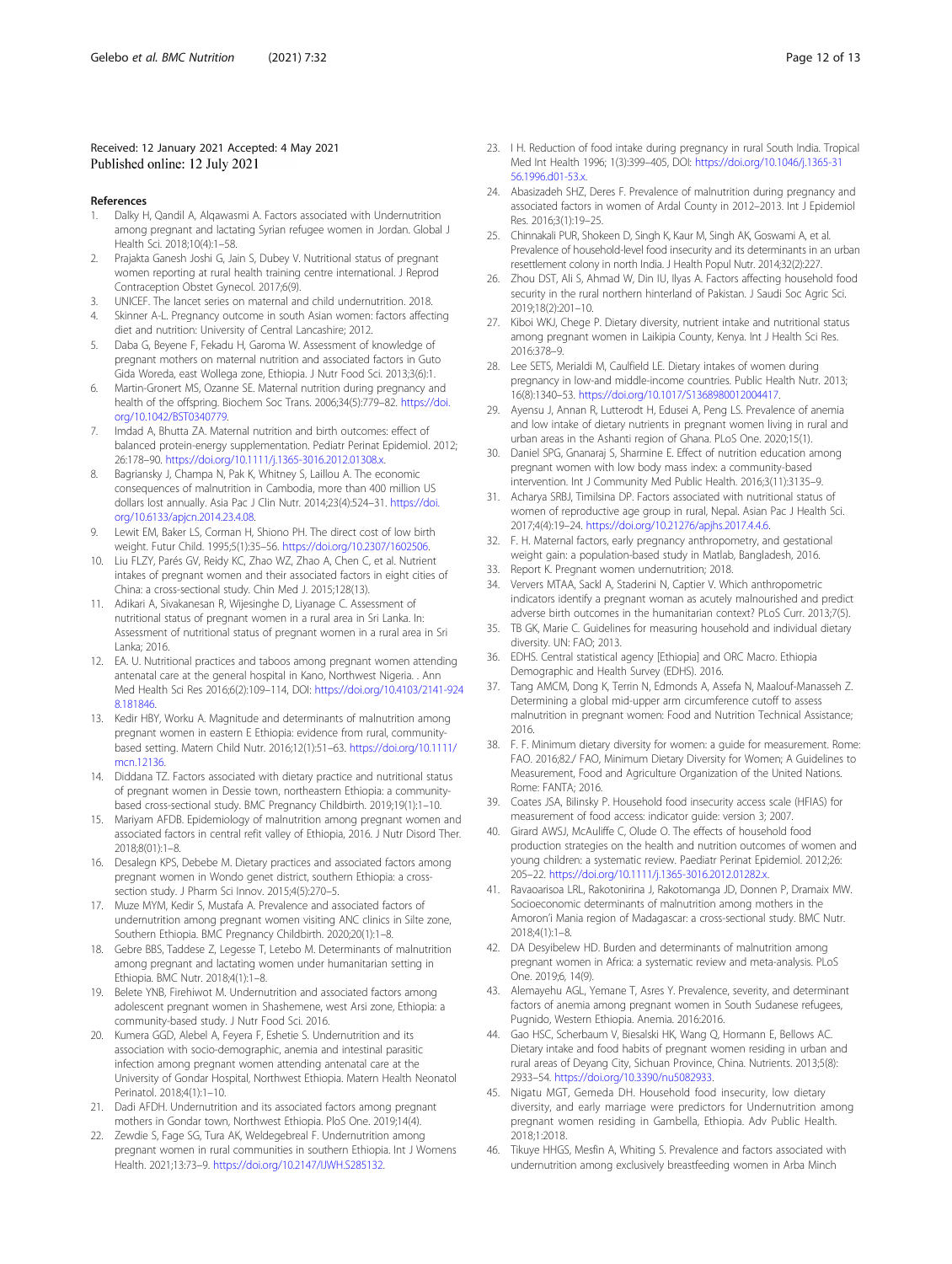Received: 12 January 2021 Accepted: 4 May 2021
Published online: 12 July 2021

## References

1. Dalky H, Qandil A, Alqawasmi A. Factors associated with Undernutrition among pregnant and lactating Syrian refugee women in Jordan. Global J Health Sci. 2018;10(4):1–58.
2. Prajakta Ganesh Joshi G, Jain S, Dubey V. Nutritional status of pregnant women reporting at rural health training centre international. J Reprod Contraception Obstet Gynecol. 2017;6(9).
3. UNICEF. The lancet series on maternal and child undernutrition. 2018.
4. Skinner A-L. Pregnancy outcome in south Asian women: factors affecting diet and nutrition: University of Central Lancashire; 2012.
5. Daba G, Beyene F, Fekadu H, Garoma W. Assessment of knowledge of pregnant mothers on maternal nutrition and associated factors in Guto Gida Woreda, east Wollega zone, Ethiopia. J Nutr Food Sci. 2013;3(6):1.
6. Martin-Gronert MS, Ozanne SE. Maternal nutrition during pregnancy and health of the offspring. Biochem Soc Trans. 2006;34(5):779–82. https://doi.org/10.1042/BST0340779.
7. Imdad A, Bhutta ZA. Maternal nutrition and birth outcomes: effect of balanced protein-energy supplementation. Pediatr Perinat Epidemiol. 2012;26:178–90. https://doi.org/10.1111/j.1365-3016.2012.01308.x.
8. Bagriansky J, Champa N, Pak K, Whitney S, Laillou A. The economic consequences of malnutrition in Cambodia, more than 400 million US dollars lost annually. Asia Pac J Clin Nutr. 2014;23(4):524–31. https://doi.org/10.6133/apjcn.2014.23.4.08.
9. Lewit EM, Baker LS, Corman H, Shiono PH. The direct cost of low birth weight. Futur Child. 1995;5(1):35–56. https://doi.org/10.2307/1602506.
10. Liu FLZY, Parés GV, Reidy KC, Zhao WZ, Zhao A, Chen C, et al. Nutrient intakes of pregnant women and their associated factors in eight cities of China: a cross-sectional study. Chin Med J. 2015;128(13).
11. Adikari A, Sivakanesan R, Wijesinghe D, Liyanage C. Assessment of nutritional status of pregnant women in a rural area in Sri Lanka. In: Assessment of nutritional status of pregnant women in a rural area in Sri Lanka; 2016.
12. EA. U. Nutritional practices and taboos among pregnant women attending antenatal care at the general hospital in Kano, Northwest Nigeria. . Ann Med Health Sci Res 2016;6(2):109–114, DOI: https://doi.org/10.4103/2141-9248.181846.
13. Kedir HBY, Worku A. Magnitude and determinants of malnutrition among pregnant women in eastern E Ethiopia: evidence from rural, community-based setting. Matern Child Nutr. 2016;12(1):51–63. https://doi.org/10.1111/mcn.12136.
14. Diddana TZ. Factors associated with dietary practice and nutritional status of pregnant women in Dessie town, northeastern Ethiopia: a community-based cross-sectional study. BMC Pregnancy Childbirth. 2019;19(1):1–10.
15. Mariyam AFDB. Epidemiology of malnutrition among pregnant women and associated factors in central refit valley of Ethiopia, 2016. J Nutr Disord Ther. 2018;8(01):1–8.
16. Desalegn KPS, Debebe M. Dietary practices and associated factors among pregnant women in Wondo genet district, southern Ethiopia: a cross-section study. J Pharm Sci Innov. 2015;4(5):270–5.
17. Muze MYM, Kedir S, Mustafa A. Prevalence and associated factors of undernutrition among pregnant women visiting ANC clinics in Silte zone, Southern Ethiopia. BMC Pregnancy Childbirth. 2020;20(1):1–8.
18. Gebre BBS, Taddese Z, Legesse T, Letebo M. Determinants of malnutrition among pregnant and lactating women under humanitarian setting in Ethiopia. BMC Nutr. 2018;4(1):1–8.
19. Belete YNB, Firehiwot M. Undernutrition and associated factors among adolescent pregnant women in Shashemene, west Arsi zone, Ethiopia: a community-based study. J Nutr Food Sci. 2016.
20. Kumera GGD, Alebel A, Feyera F, Eshetie S. Undernutrition and its association with socio-demographic, anemia and intestinal parasitic infection among pregnant women attending antenatal care at the University of Gondar Hospital, Northwest Ethiopia. Matern Health Neonatol Perinatol. 2018;4(1):1–10.
21. Dadi AFDH. Undernutrition and its associated factors among pregnant mothers in Gondar town, Northwest Ethiopia. PloS One. 2019;14(4).
22. Zewdie S, Fage SG, Tura AK, Weldegebreal F. Undernutrition among pregnant women in rural communities in southern Ethiopia. Int J Womens Health. 2021;13:73–9. https://doi.org/10.2147/IJWH.S285132.
23. I H. Reduction of food intake during pregnancy in rural South India. Tropical Med Int Health 1996; 1(3):399–405, DOI: https://doi.org/10.1046/j.1365-3156.1996.d01-53.x.
24. Abasizadeh SHZ, Deres F. Prevalence of malnutrition during pregnancy and associated factors in women of Ardal County in 2012–2013. Int J Epidemiol Res. 2016;3(1):19–25.
25. Chinnakali PUR, Shokeen D, Singh K, Kaur M, Singh AK, Goswami A, et al. Prevalence of household-level food insecurity and its determinants in an urban resettlement colony in north India. J Health Popul Nutr. 2014;32(2):227.
26. Zhou DST, Ali S, Ahmad W, Din IU, Ilyas A. Factors affecting household food security in the rural northern hinterland of Pakistan. J Saudi Soc Agric Sci. 2019;18(2):201–10.
27. Kiboi WKJ, Chege P. Dietary diversity, nutrient intake and nutritional status among pregnant women in Laikipia County, Kenya. Int J Health Sci Res. 2016:378–9.
28. Lee SETS, Merialdi M, Caulfield LE. Dietary intakes of women during pregnancy in low-and middle-income countries. Public Health Nutr. 2013;16(8):1340–53. https://doi.org/10.1017/S1368980012004417.
29. Ayensu J, Annan R, Lutterodt H, Edusei A, Peng LS. Prevalence of anemia and low intake of dietary nutrients in pregnant women living in rural and urban areas in the Ashanti region of Ghana. PLoS One. 2020;15(1).
30. Daniel SPG, Gnanaraj S, Sharmine E. Effect of nutrition education among pregnant women with low body mass index: a community-based intervention. Int J Community Med Public Health. 2016;3(11):3135–9.
31. Acharya SRBJ, Timilsina DP. Factors associated with nutritional status of women of reproductive age group in rural, Nepal. Asian Pac J Health Sci. 2017;4(4):19–24. https://doi.org/10.21276/apjhs.2017.4.4.6.
32. F. H. Maternal factors, early pregnancy anthropometry, and gestational weight gain: a population-based study in Matlab, Bangladesh, 2016.
33. Report K. Pregnant women undernutrition; 2018.
34. Ververs MTAA, Sackl A, Staderini N, Captier V. Which anthropometric indicators identify a pregnant woman as acutely malnourished and predict adverse birth outcomes in the humanitarian context? PLoS Curr. 2013;7(5).
35. TB GK, Marie C. Guidelines for measuring household and individual dietary diversity. UN: FAO; 2013.
36. EDHS. Central statistical agency [Ethiopia] and ORC Macro. Ethiopia Demographic and Health Survey (EDHS). 2016.
37. Tang AMCM, Dong K, Terrin N, Edmonds A, Assefa N, Maalouf-Manasseh Z. Determining a global mid-upper arm circumference cutoff to assess malnutrition in pregnant women: Food and Nutrition Technical Assistance; 2016.
38. F. F. Minimum dietary diversity for women: a guide for measurement. Rome: FAO. 2016;82./ FAO, Minimum Dietary Diversity for Women; A Guidelines to Measurement, Food and Agriculture Organization of the United Nations. Rome: FANTA; 2016.
39. Coates JSA, Bilinsky P. Household food insecurity access scale (HFIAS) for measurement of food access: indicator guide: version 3; 2007.
40. Girard AWSJ, McAuliffe C, Olude O. The effects of household food production strategies on the health and nutrition outcomes of women and young children: a systematic review. Paediatr Perinat Epidemiol. 2012;26:205–22. https://doi.org/10.1111/j.1365-3016.2012.01282.x.
41. Ravaoarisoa LRL, Rakotonirina J, Rakotomanga JD, Donnen P, Dramaix MW. Socioeconomic determinants of malnutrition among mothers in the Amoron'i Mania region of Madagascar: a cross-sectional study. BMC Nutr. 2018;4(1):1–8.
42. DA Desyibelew HD. Burden and determinants of malnutrition among pregnant women in Africa: a systematic review and meta-analysis. PLoS One. 2019;6, 14(9).
43. Alemayehu AGL, Yemane T, Asres Y. Prevalence, severity, and determinant factors of anemia among pregnant women in South Sudanese refugees, Pugnido, Western Ethiopia. Anemia. 2016:2016.
44. Gao HSC, Scherbaum V, Biesalski HK, Wang Q, Hormann E, Bellows AC. Dietary intake and food habits of pregnant women residing in urban and rural areas of Deyang City, Sichuan Province, China. Nutrients. 2013;5(8):2933–54. https://doi.org/10.3390/nu5082933.
45. Nigatu MGT, Gemeda DH. Household food insecurity, low dietary diversity, and early marriage were predictors for Undernutrition among pregnant women residing in Gambella, Ethiopia. Adv Public Health. 2018;1:2018.
46. Tikuye HGHS, Mesfin A, Whiting S. Prevalence and factors associated with undernutrition among exclusively breastfeeding women in Arba Minch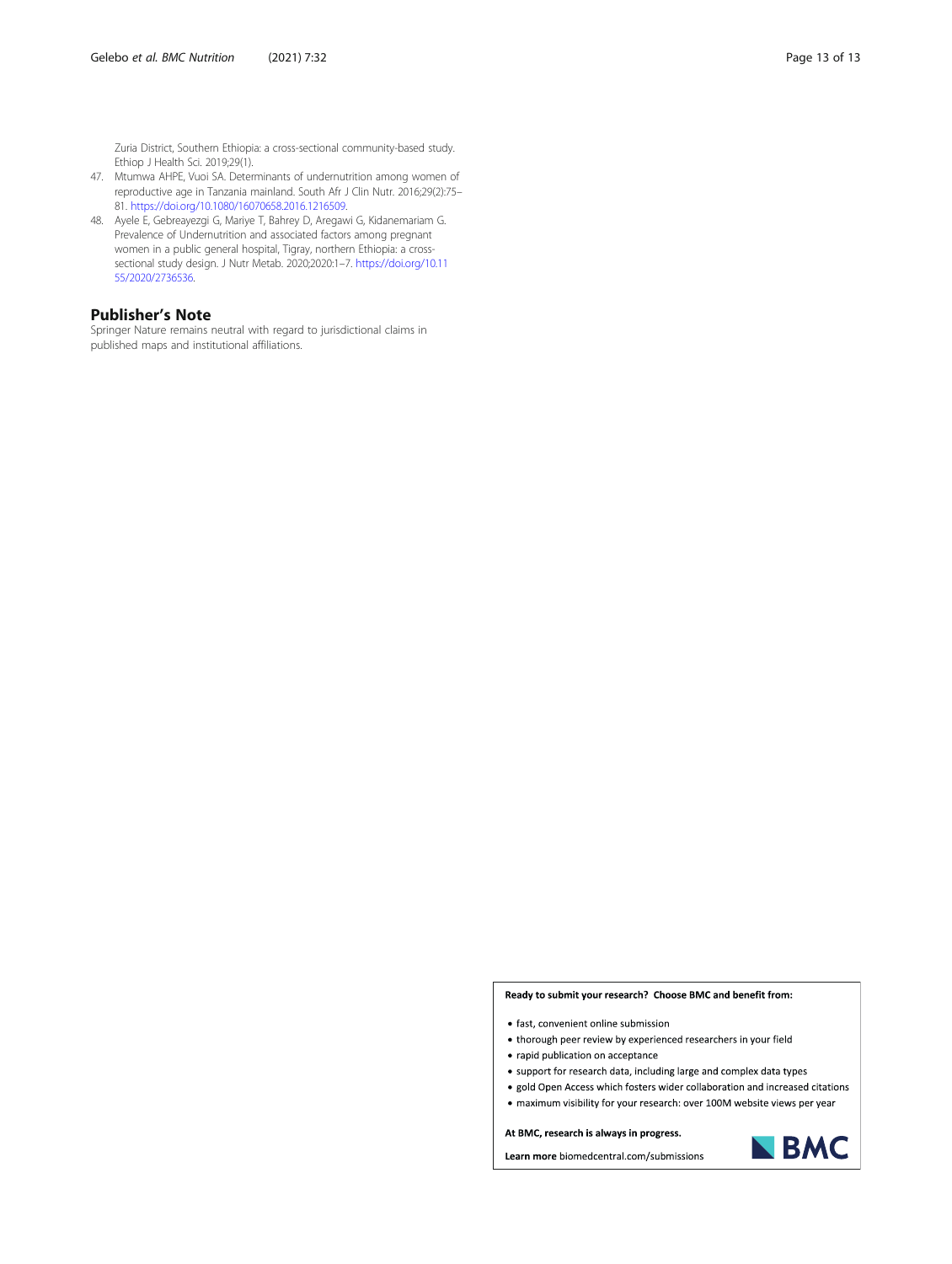Zuria District, Southern Ethiopia: a cross-sectional community-based study. Ethiop J Health Sci. 2019;29(1).

47. Mtumwa AHPE, Vuoi SA. Determinants of undernutrition among women of reproductive age in Tanzania mainland. South Afr J Clin Nutr. 2016;29(2):75–81. https://doi.org/10.1080/16070658.2016.1216509.
48. Ayele E, Gebreayezgi G, Mariye T, Bahrey D, Aregawi G, Kidanemariam G. Prevalence of Undernutrition and associated factors among pregnant women in a public general hospital, Tigray, northern Ethiopia: a cross-sectional study design. J Nutr Metab. 2020;2020:1–7. https://doi.org/10.1155/2020/2736536.

## Publisher's Note

Springer Nature remains neutral with regard to jurisdictional claims in published maps and institutional affiliations.

**Ready to submit your research? Choose BMC and benefit from:**

- fast, convenient online submission
- thorough peer review by experienced researchers in your field
- rapid publication on acceptance
- support for research data, including large and complex data types
- gold Open Access which fosters wider collaboration and increased citations
- maximum visibility for your research: over 100M website views per year

**At BMC, research is always in progress.**

**Learn more** biomedcentral.com/submissions

BMC